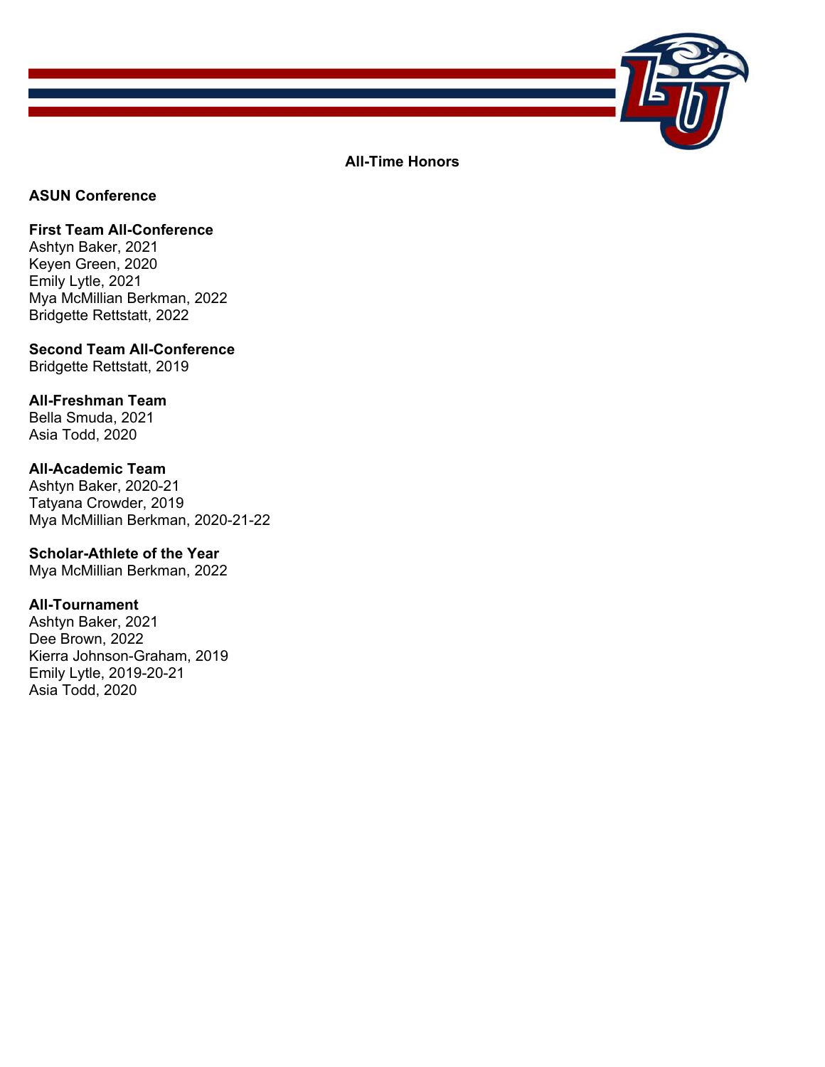# All-Time Honors

## ASUN Conference

### First Team All-Conference
Ashtyn Baker, 2021
Keyen Green, 2020
Emily Lytle, 2021
Mya McMillian Berkman, 2022
Bridgette Rettstatt, 2022

### Second Team All-Conference
Bridgette Rettstatt, 2019

### All-Freshman Team
Bella Smuda, 2021
Asia Todd, 2020

### All-Academic Team
Ashtyn Baker, 2020-21
Tatyana Crowder, 2019
Mya McMillian Berkman, 2020-21-22

### Scholar-Athlete of the Year
Mya McMillian Berkman, 2022

### All-Tournament
Ashtyn Baker, 2021
Dee Brown, 2022
Kierra Johnson-Graham, 2019
Emily Lytle, 2019-20-21
Asia Todd, 2020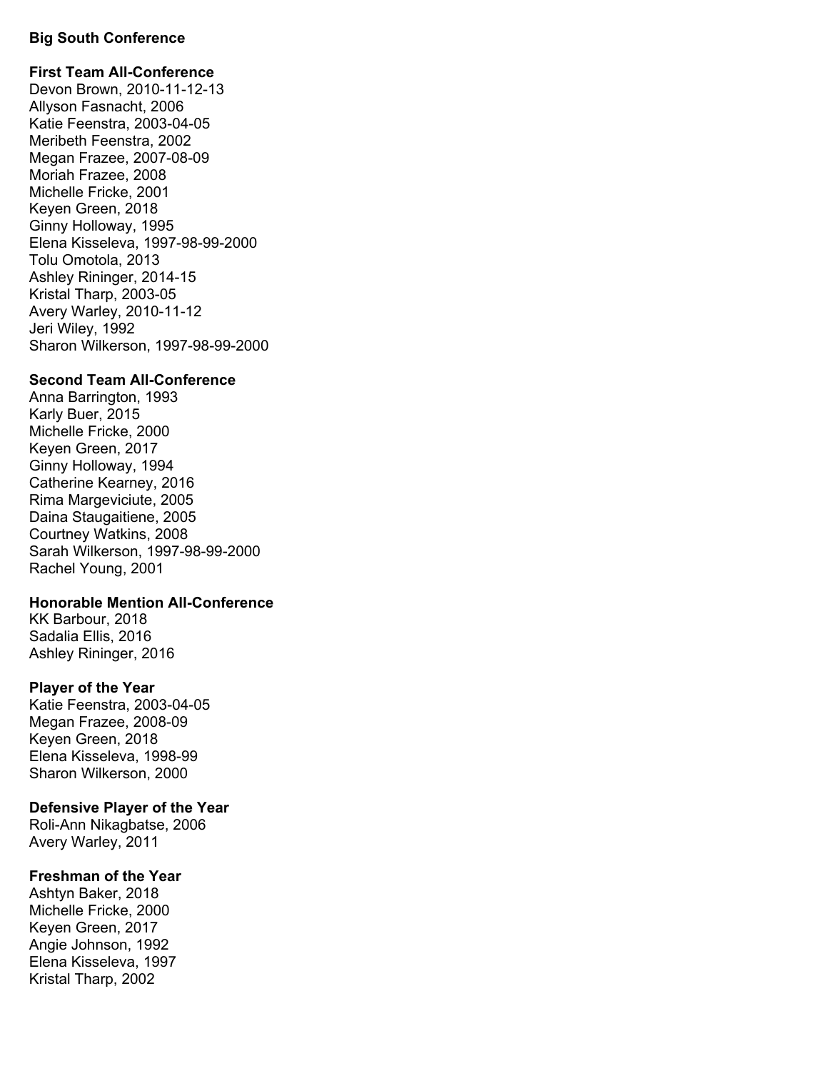## Big South Conference

### First Team All-Conference

Devon Brown, 2010-11-12-13
Allyson Fasnacht, 2006
Katie Feenstra, 2003-04-05
Meribeth Feenstra, 2002
Megan Frazee, 2007-08-09
Moriah Frazee, 2008
Michelle Fricke, 2001
Keyen Green, 2018
Ginny Holloway, 1995
Elena Kisseleva, 1997-98-99-2000
Tolu Omotola, 2013
Ashley Rininger, 2014-15
Kristal Tharp, 2003-05
Avery Warley, 2010-11-12
Jeri Wiley, 1992
Sharon Wilkerson, 1997-98-99-2000

### Second Team All-Conference

Anna Barrington, 1993
Karly Buer, 2015
Michelle Fricke, 2000
Keyen Green, 2017
Ginny Holloway, 1994
Catherine Kearney, 2016
Rima Margeviciute, 2005
Daina Staugaitiene, 2005
Courtney Watkins, 2008
Sarah Wilkerson, 1997-98-99-2000
Rachel Young, 2001

### Honorable Mention All-Conference

KK Barbour, 2018
Sadalia Ellis, 2016
Ashley Rininger, 2016

### Player of the Year

Katie Feenstra, 2003-04-05
Megan Frazee, 2008-09
Keyen Green, 2018
Elena Kisseleva, 1998-99
Sharon Wilkerson, 2000

### Defensive Player of the Year

Roli-Ann Nikagbatse, 2006
Avery Warley, 2011

### Freshman of the Year

Ashtyn Baker, 2018
Michelle Fricke, 2000
Keyen Green, 2017
Angie Johnson, 1992
Elena Kisseleva, 1997
Kristal Tharp, 2002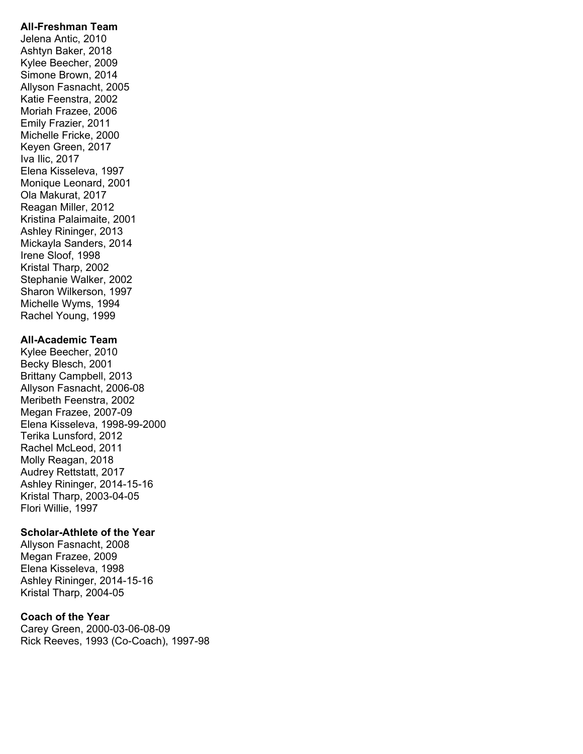**All-Freshman Team**

Jelena Antic, 2010
Ashtyn Baker, 2018
Kylee Beecher, 2009
Simone Brown, 2014
Allyson Fasnacht, 2005
Katie Feenstra, 2002
Moriah Frazee, 2006
Emily Frazier, 2011
Michelle Fricke, 2000
Keyen Green, 2017
Iva Ilic, 2017
Elena Kisseleva, 1997
Monique Leonard, 2001
Ola Makurat, 2017
Reagan Miller, 2012
Kristina Palaimaite, 2001
Ashley Rininger, 2013
Mickayla Sanders, 2014
Irene Sloof, 1998
Kristal Tharp, 2002
Stephanie Walker, 2002
Sharon Wilkerson, 1997
Michelle Wyms, 1994
Rachel Young, 1999

**All-Academic Team**

Kylee Beecher, 2010
Becky Blesch, 2001
Brittany Campbell, 2013
Allyson Fasnacht, 2006-08
Meribeth Feenstra, 2002
Megan Frazee, 2007-09
Elena Kisseleva, 1998-99-2000
Terika Lunsford, 2012
Rachel McLeod, 2011
Molly Reagan, 2018
Audrey Rettstatt, 2017
Ashley Rininger, 2014-15-16
Kristal Tharp, 2003-04-05
Flori Willie, 1997

**Scholar-Athlete of the Year**

Allyson Fasnacht, 2008
Megan Frazee, 2009
Elena Kisseleva, 1998
Ashley Rininger, 2014-15-16
Kristal Tharp, 2004-05

**Coach of the Year**

Carey Green, 2000-03-06-08-09
Rick Reeves, 1993 (Co-Coach), 1997-98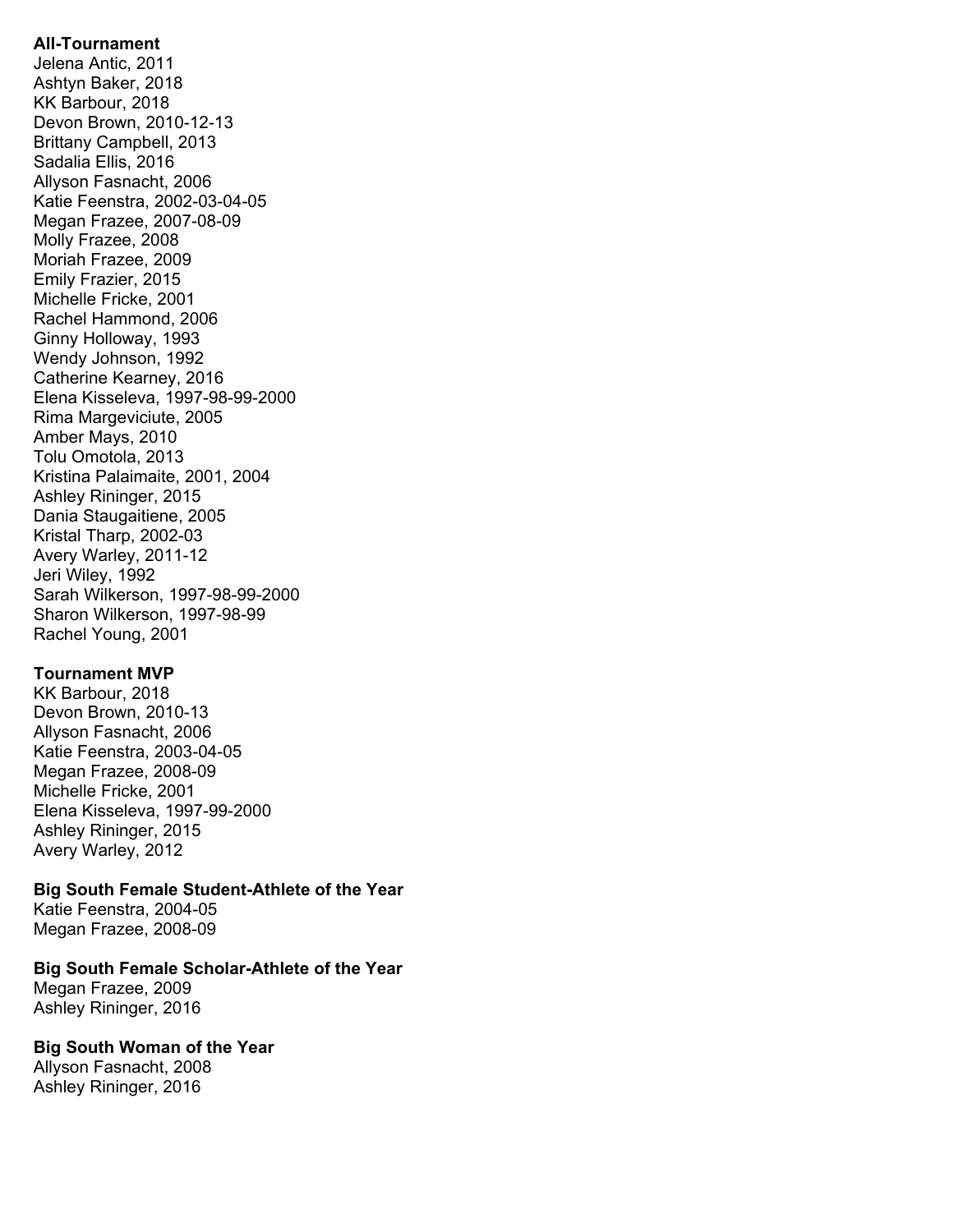**All-Tournament**

Jelena Antic, 2011
Ashtyn Baker, 2018
KK Barbour, 2018
Devon Brown, 2010-12-13
Brittany Campbell, 2013
Sadalia Ellis, 2016
Allyson Fasnacht, 2006
Katie Feenstra, 2002-03-04-05
Megan Frazee, 2007-08-09
Molly Frazee, 2008
Moriah Frazee, 2009
Emily Frazier, 2015
Michelle Fricke, 2001
Rachel Hammond, 2006
Ginny Holloway, 1993
Wendy Johnson, 1992
Catherine Kearney, 2016
Elena Kisseleva, 1997-98-99-2000
Rima Margeviciute, 2005
Amber Mays, 2010
Tolu Omotola, 2013
Kristina Palaimaite, 2001, 2004
Ashley Rininger, 2015
Dania Staugaitiene, 2005
Kristal Tharp, 2002-03
Avery Warley, 2011-12
Jeri Wiley, 1992
Sarah Wilkerson, 1997-98-99-2000
Sharon Wilkerson, 1997-98-99
Rachel Young, 2001

**Tournament MVP**

KK Barbour, 2018
Devon Brown, 2010-13
Allyson Fasnacht, 2006
Katie Feenstra, 2003-04-05
Megan Frazee, 2008-09
Michelle Fricke, 2001
Elena Kisseleva, 1997-99-2000
Ashley Rininger, 2015
Avery Warley, 2012

**Big South Female Student-Athlete of the Year**

Katie Feenstra, 2004-05
Megan Frazee, 2008-09

**Big South Female Scholar-Athlete of the Year**

Megan Frazee, 2009
Ashley Rininger, 2016

**Big South Woman of the Year**

Allyson Fasnacht, 2008
Ashley Rininger, 2016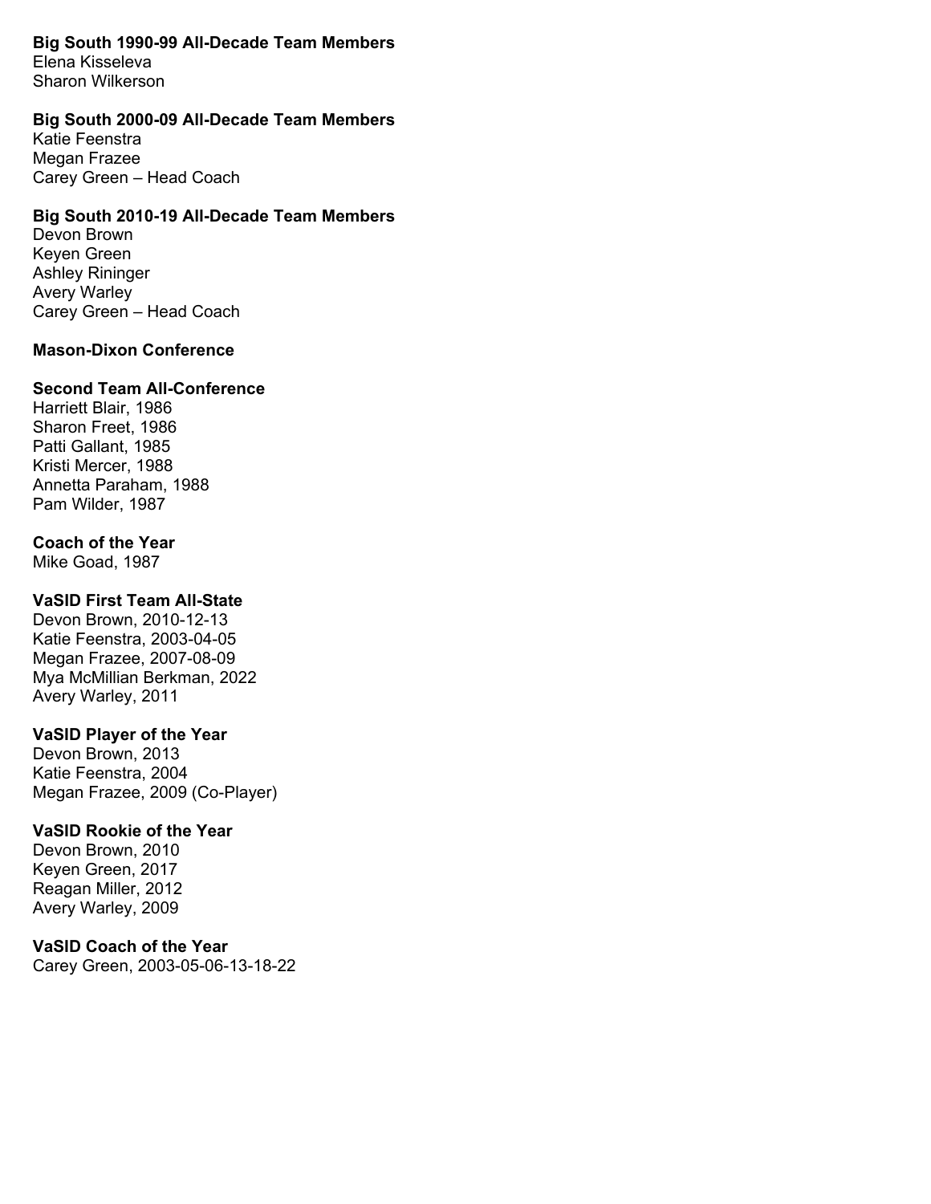**Big South 1990-99 All-Decade Team Members**
Elena Kisseleva
Sharon Wilkerson

**Big South 2000-09 All-Decade Team Members**
Katie Feenstra
Megan Frazee
Carey Green – Head Coach

**Big South 2010-19 All-Decade Team Members**
Devon Brown
Keyen Green
Ashley Rininger
Avery Warley
Carey Green – Head Coach

**Mason-Dixon Conference**

**Second Team All-Conference**
Harriett Blair, 1986
Sharon Freet, 1986
Patti Gallant, 1985
Kristi Mercer, 1988
Annetta Paraham, 1988
Pam Wilder, 1987

**Coach of the Year**
Mike Goad, 1987

**VaSID First Team All-State**
Devon Brown, 2010-12-13
Katie Feenstra, 2003-04-05
Megan Frazee, 2007-08-09
Mya McMillian Berkman, 2022
Avery Warley, 2011

**VaSID Player of the Year**
Devon Brown, 2013
Katie Feenstra, 2004
Megan Frazee, 2009 (Co-Player)

**VaSID Rookie of the Year**
Devon Brown, 2010
Keyen Green, 2017
Reagan Miller, 2012
Avery Warley, 2009

**VaSID Coach of the Year**
Carey Green, 2003-05-06-13-18-22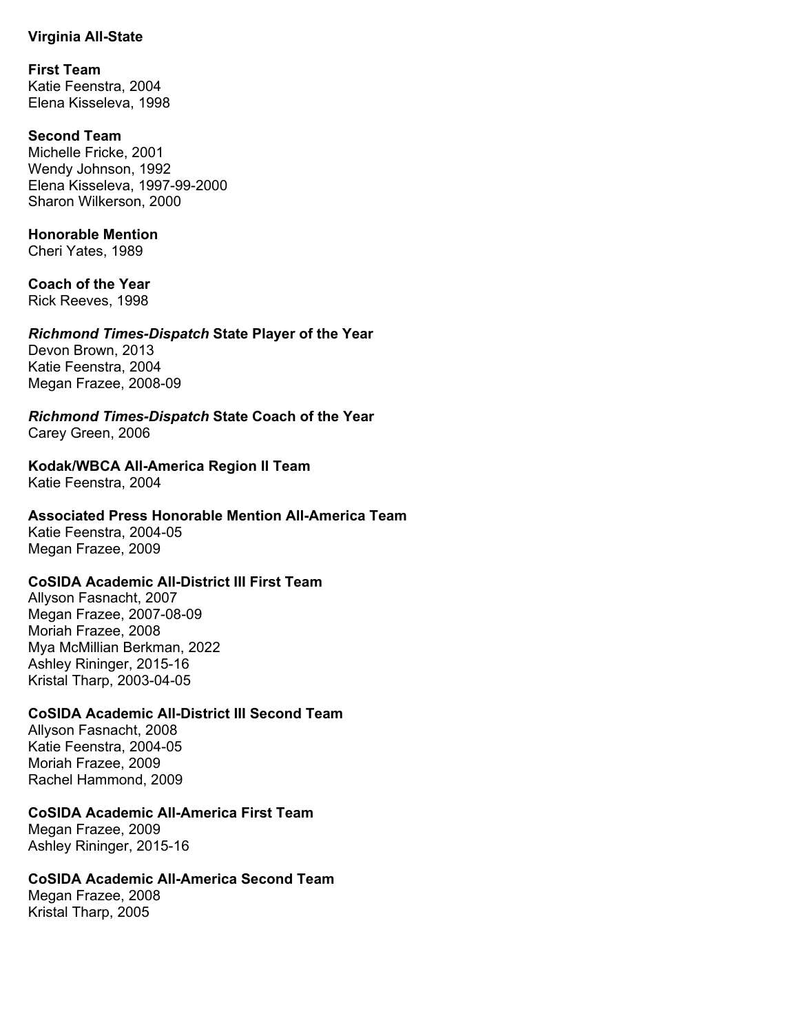**Virginia All-State**

**First Team**
Katie Feenstra, 2004
Elena Kisseleva, 1998

**Second Team**
Michelle Fricke, 2001
Wendy Johnson, 1992
Elena Kisseleva, 1997-99-2000
Sharon Wilkerson, 2000

**Honorable Mention**
Cheri Yates, 1989

**Coach of the Year**
Rick Reeves, 1998

***Richmond Times-Dispatch* State Player of the Year**
Devon Brown, 2013
Katie Feenstra, 2004
Megan Frazee, 2008-09

***Richmond Times-Dispatch* State Coach of the Year**
Carey Green, 2006

**Kodak/WBCA All-America Region II Team**
Katie Feenstra, 2004

**Associated Press Honorable Mention All-America Team**
Katie Feenstra, 2004-05
Megan Frazee, 2009

**CoSIDA Academic All-District III First Team**
Allyson Fasnacht, 2007
Megan Frazee, 2007-08-09
Moriah Frazee, 2008
Mya McMillian Berkman, 2022
Ashley Rininger, 2015-16
Kristal Tharp, 2003-04-05

**CoSIDA Academic All-District III Second Team**
Allyson Fasnacht, 2008
Katie Feenstra, 2004-05
Moriah Frazee, 2009
Rachel Hammond, 2009

**CoSIDA Academic All-America First Team**
Megan Frazee, 2009
Ashley Rininger, 2015-16

**CoSIDA Academic All-America Second Team**
Megan Frazee, 2008
Kristal Tharp, 2005